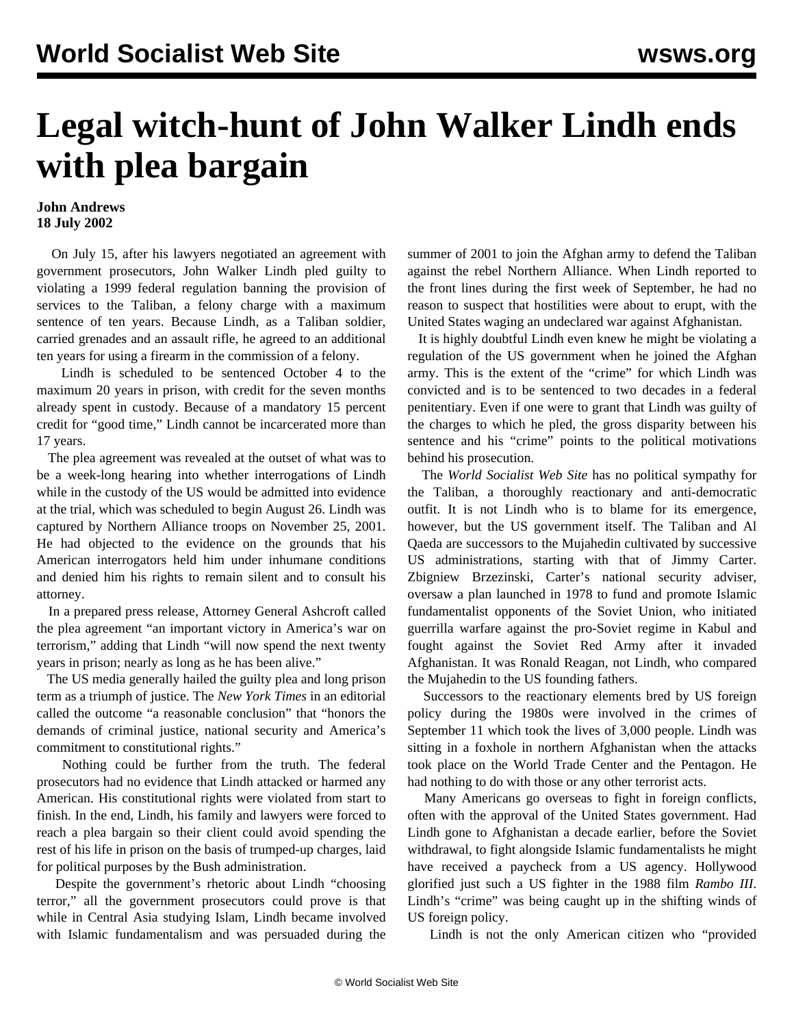# Legal witch-hunt of John Walker Lindh ends with plea bargain

**John Andrews**
**18 July 2002**

On July 15, after his lawyers negotiated an agreement with government prosecutors, John Walker Lindh pled guilty to violating a 1999 federal regulation banning the provision of services to the Taliban, a felony charge with a maximum sentence of ten years. Because Lindh, as a Taliban soldier, carried grenades and an assault rifle, he agreed to an additional ten years for using a firearm in the commission of a felony.

Lindh is scheduled to be sentenced October 4 to the maximum 20 years in prison, with credit for the seven months already spent in custody. Because of a mandatory 15 percent credit for "good time," Lindh cannot be incarcerated more than 17 years.

The plea agreement was revealed at the outset of what was to be a week-long hearing into whether interrogations of Lindh while in the custody of the US would be admitted into evidence at the trial, which was scheduled to begin August 26. Lindh was captured by Northern Alliance troops on November 25, 2001. He had objected to the evidence on the grounds that his American interrogators held him under inhumane conditions and denied him his rights to remain silent and to consult his attorney.

In a prepared press release, Attorney General Ashcroft called the plea agreement "an important victory in America's war on terrorism," adding that Lindh "will now spend the next twenty years in prison; nearly as long as he has been alive."

The US media generally hailed the guilty plea and long prison term as a triumph of justice. The *New York Times* in an editorial called the outcome "a reasonable conclusion" that "honors the demands of criminal justice, national security and America's commitment to constitutional rights."

Nothing could be further from the truth. The federal prosecutors had no evidence that Lindh attacked or harmed any American. His constitutional rights were violated from start to finish. In the end, Lindh, his family and lawyers were forced to reach a plea bargain so their client could avoid spending the rest of his life in prison on the basis of trumped-up charges, laid for political purposes by the Bush administration.

Despite the government's rhetoric about Lindh "choosing terror," all the government prosecutors could prove is that while in Central Asia studying Islam, Lindh became involved with Islamic fundamentalism and was persuaded during the summer of 2001 to join the Afghan army to defend the Taliban against the rebel Northern Alliance. When Lindh reported to the front lines during the first week of September, he had no reason to suspect that hostilities were about to erupt, with the United States waging an undeclared war against Afghanistan.

It is highly doubtful Lindh even knew he might be violating a regulation of the US government when he joined the Afghan army. This is the extent of the "crime" for which Lindh was convicted and is to be sentenced to two decades in a federal penitentiary. Even if one were to grant that Lindh was guilty of the charges to which he pled, the gross disparity between his sentence and his "crime" points to the political motivations behind his prosecution.

The *World Socialist Web Site* has no political sympathy for the Taliban, a thoroughly reactionary and anti-democratic outfit. It is not Lindh who is to blame for its emergence, however, but the US government itself. The Taliban and Al Qaeda are successors to the Mujahedin cultivated by successive US administrations, starting with that of Jimmy Carter. Zbigniew Brzezinski, Carter's national security adviser, oversaw a plan launched in 1978 to fund and promote Islamic fundamentalist opponents of the Soviet Union, who initiated guerrilla warfare against the pro-Soviet regime in Kabul and fought against the Soviet Red Army after it invaded Afghanistan. It was Ronald Reagan, not Lindh, who compared the Mujahedin to the US founding fathers.

Successors to the reactionary elements bred by US foreign policy during the 1980s were involved in the crimes of September 11 which took the lives of 3,000 people. Lindh was sitting in a foxhole in northern Afghanistan when the attacks took place on the World Trade Center and the Pentagon. He had nothing to do with those or any other terrorist acts.

Many Americans go overseas to fight in foreign conflicts, often with the approval of the United States government. Had Lindh gone to Afghanistan a decade earlier, before the Soviet withdrawal, to fight alongside Islamic fundamentalists he might have received a paycheck from a US agency. Hollywood glorified just such a US fighter in the 1988 film *Rambo III*. Lindh's "crime" was being caught up in the shifting winds of US foreign policy.

Lindh is not the only American citizen who "provided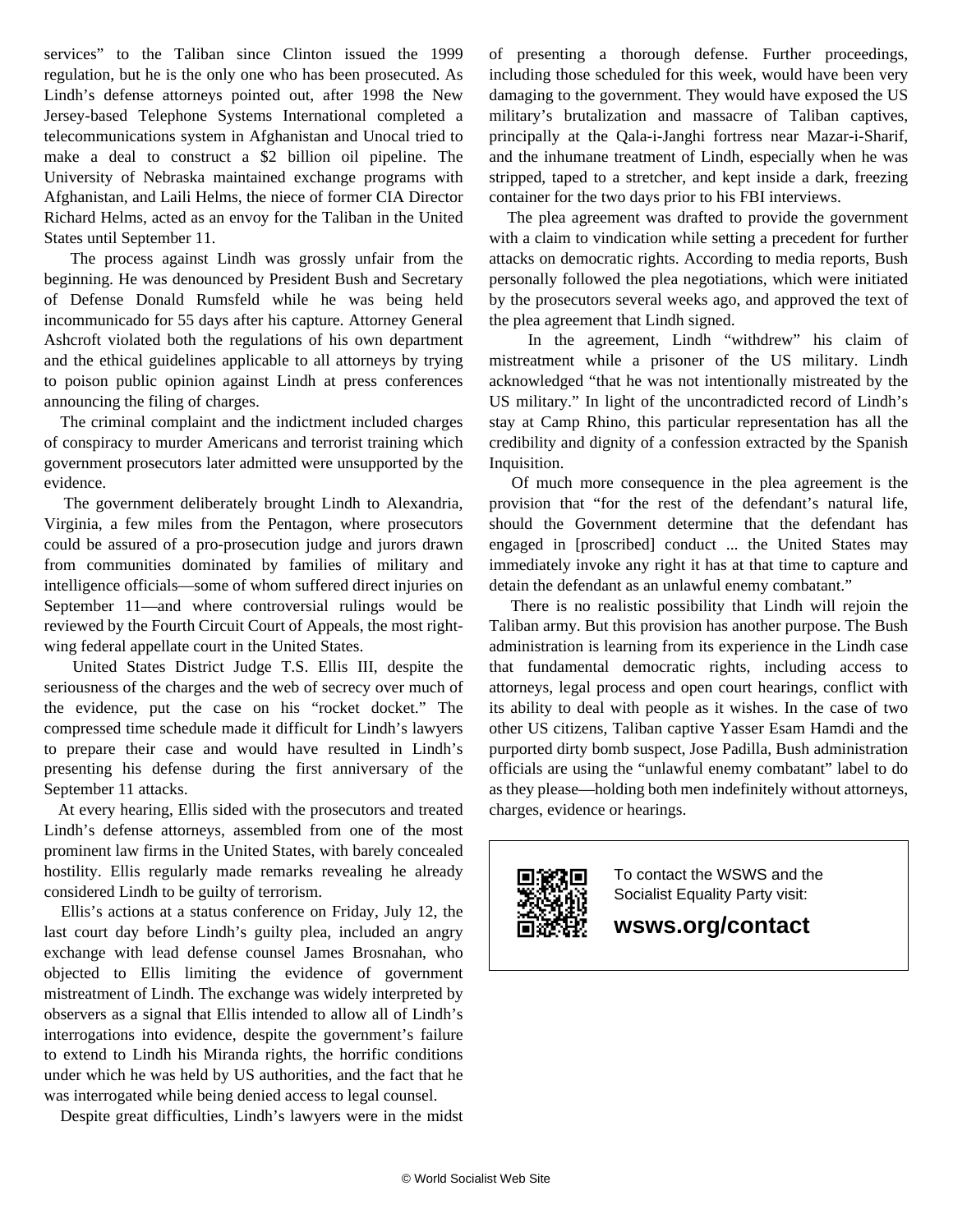services" to the Taliban since Clinton issued the 1999 regulation, but he is the only one who has been prosecuted. As Lindh's defense attorneys pointed out, after 1998 the New Jersey-based Telephone Systems International completed a telecommunications system in Afghanistan and Unocal tried to make a deal to construct a $2 billion oil pipeline. The University of Nebraska maintained exchange programs with Afghanistan, and Laili Helms, the niece of former CIA Director Richard Helms, acted as an envoy for the Taliban in the United States until September 11.

The process against Lindh was grossly unfair from the beginning. He was denounced by President Bush and Secretary of Defense Donald Rumsfeld while he was being held incommunicado for 55 days after his capture. Attorney General Ashcroft violated both the regulations of his own department and the ethical guidelines applicable to all attorneys by trying to poison public opinion against Lindh at press conferences announcing the filing of charges.

The criminal complaint and the indictment included charges of conspiracy to murder Americans and terrorist training which government prosecutors later admitted were unsupported by the evidence.

The government deliberately brought Lindh to Alexandria, Virginia, a few miles from the Pentagon, where prosecutors could be assured of a pro-prosecution judge and jurors drawn from communities dominated by families of military and intelligence officials—some of whom suffered direct injuries on September 11—and where controversial rulings would be reviewed by the Fourth Circuit Court of Appeals, the most right-wing federal appellate court in the United States.

United States District Judge T.S. Ellis III, despite the seriousness of the charges and the web of secrecy over much of the evidence, put the case on his "rocket docket." The compressed time schedule made it difficult for Lindh's lawyers to prepare their case and would have resulted in Lindh's presenting his defense during the first anniversary of the September 11 attacks.

At every hearing, Ellis sided with the prosecutors and treated Lindh's defense attorneys, assembled from one of the most prominent law firms in the United States, with barely concealed hostility. Ellis regularly made remarks revealing he already considered Lindh to be guilty of terrorism.

Ellis's actions at a status conference on Friday, July 12, the last court day before Lindh's guilty plea, included an angry exchange with lead defense counsel James Brosnahan, who objected to Ellis limiting the evidence of government mistreatment of Lindh. The exchange was widely interpreted by observers as a signal that Ellis intended to allow all of Lindh's interrogations into evidence, despite the government's failure to extend to Lindh his Miranda rights, the horrific conditions under which he was held by US authorities, and the fact that he was interrogated while being denied access to legal counsel.

Despite great difficulties, Lindh's lawyers were in the midst of presenting a thorough defense. Further proceedings, including those scheduled for this week, would have been very damaging to the government. They would have exposed the US military's brutalization and massacre of Taliban captives, principally at the Qala-i-Janghi fortress near Mazar-i-Sharif, and the inhumane treatment of Lindh, especially when he was stripped, taped to a stretcher, and kept inside a dark, freezing container for the two days prior to his FBI interviews.

The plea agreement was drafted to provide the government with a claim to vindication while setting a precedent for further attacks on democratic rights. According to media reports, Bush personally followed the plea negotiations, which were initiated by the prosecutors several weeks ago, and approved the text of the plea agreement that Lindh signed.

In the agreement, Lindh "withdrew" his claim of mistreatment while a prisoner of the US military. Lindh acknowledged "that he was not intentionally mistreated by the US military." In light of the uncontradicted record of Lindh's stay at Camp Rhino, this particular representation has all the credibility and dignity of a confession extracted by the Spanish Inquisition.

Of much more consequence in the plea agreement is the provision that "for the rest of the defendant's natural life, should the Government determine that the defendant has engaged in [proscribed] conduct ... the United States may immediately invoke any right it has at that time to capture and detain the defendant as an unlawful enemy combatant."

There is no realistic possibility that Lindh will rejoin the Taliban army. But this provision has another purpose. The Bush administration is learning from its experience in the Lindh case that fundamental democratic rights, including access to attorneys, legal process and open court hearings, conflict with its ability to deal with people as it wishes. In the case of two other US citizens, Taliban captive Yasser Esam Hamdi and the purported dirty bomb suspect, Jose Padilla, Bush administration officials are using the "unlawful enemy combatant" label to do as they please—holding both men indefinitely without attorneys, charges, evidence or hearings.

To contact the WSWS and the Socialist Equality Party visit:

**wsws.org/contact**